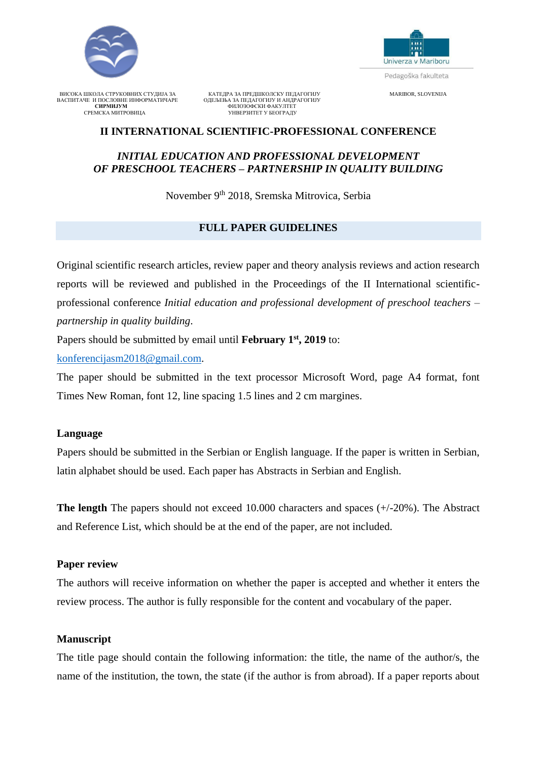Univerza v Mariboru

Pedagoška fakulteta

ВИСОКА ШКОЛА СТРУКОВНИХ СТУДИЈА ЗА ВАСПИТАЧЕ И ПОСЛОВНЕ ИНФОРМАТИЧАРЕ **СИРМИЈУМ** СРЕМСКА МИТРОВИЦА

КАТЕДРА ЗА ПРЕДШКОЛСКУ ПЕДАГОГИЈУ ОДЕЉЕЊА ЗА ПЕДАГОГИЈУ И АНДРАГОГИЈУ ФИЛОЗОФСКИ ФАКУЛТЕТ УНИВЕРЗИТЕТ У БЕОГРАДУ

MARIBOR, SLOVENIJA

# II INTERNATIONAL SCIENTIFIC-PROFESSIONAL CONFERENCE

## *INITIAL EDUCATION AND PROFESSIONAL DEVELOPMENT OF PRESCHOOL TEACHERS – PARTNERSHIP IN QUALITY BUILDING*

November 9th 2018, Sremska Mitrovica, Serbia

## FULL PAPER GUIDELINES

Original scientific research articles, review paper and theory analysis reviews and action research reports will be reviewed and published in the Proceedings of the II International scientific-professional conference *Initial education and professional development of preschool teachers – partnership in quality building*.

Papers should be submitted by email until **February 1st, 2019** to:

konferencijasm2018@gmail.com.

The paper should be submitted in the text processor Microsoft Word, page A4 format, font Times New Roman, font 12, line spacing 1.5 lines and 2 cm margines.

### Language

Papers should be submitted in the Serbian or English language. If the paper is written in Serbian, latin alphabet should be used. Each paper has Abstracts in Serbian and English.

**The length** The papers should not exceed 10.000 characters and spaces (+/-20%). The Abstract and Reference List, which should be at the end of the paper, are not included.

### Paper review

The authors will receive information on whether the paper is accepted and whether it enters the review process. The author is fully responsible for the content and vocabulary of the paper.

### Manuscript

The title page should contain the following information: the title, the name of the author/s, the name of the institution, the town, the state (if the author is from abroad). If a paper reports about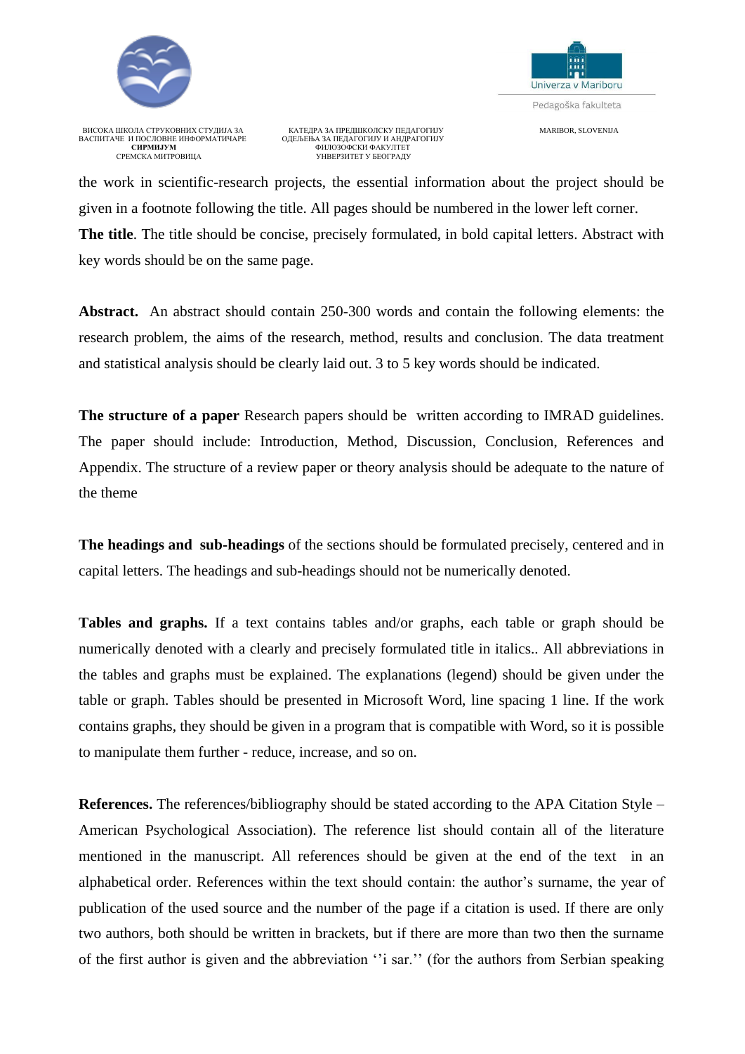the work in scientific-research projects, the essential information about the project should be given in a footnote following the title. All pages should be numbered in the lower left corner.

**The title**. The title should be concise, precisely formulated, in bold capital letters. Abstract with key words should be on the same page.

**Abstract.** An abstract should contain 250-300 words and contain the following elements: the research problem, the aims of the research, method, results and conclusion. The data treatment and statistical analysis should be clearly laid out. 3 to 5 key words should be indicated.

**The structure of a paper** Research papers should be written according to IMRAD guidelines. The paper should include: Introduction, Method, Discussion, Conclusion, References and Appendix. The structure of a review paper or theory analysis should be adequate to the nature of the theme

**The headings and sub-headings** of the sections should be formulated precisely, centered and in capital letters. The headings and sub-headings should not be numerically denoted.

**Tables and graphs.** If a text contains tables and/or graphs, each table or graph should be numerically denoted with a clearly and precisely formulated title in italics.. All abbreviations in the tables and graphs must be explained. The explanations (legend) should be given under the table or graph. Tables should be presented in Microsoft Word, line spacing 1 line. If the work contains graphs, they should be given in a program that is compatible with Word, so it is possible to manipulate them further - reduce, increase, and so on.

**References.** The references/bibliography should be stated according to the APA Citation Style – American Psychological Association). The reference list should contain all of the literature mentioned in the manuscript. All references should be given at the end of the text in an alphabetical order. References within the text should contain: the author's surname, the year of publication of the used source and the number of the page if a citation is used. If there are only two authors, both should be written in brackets, but if there are more than two then the surname of the first author is given and the abbreviation ''i sar.'' (for the authors from Serbian speaking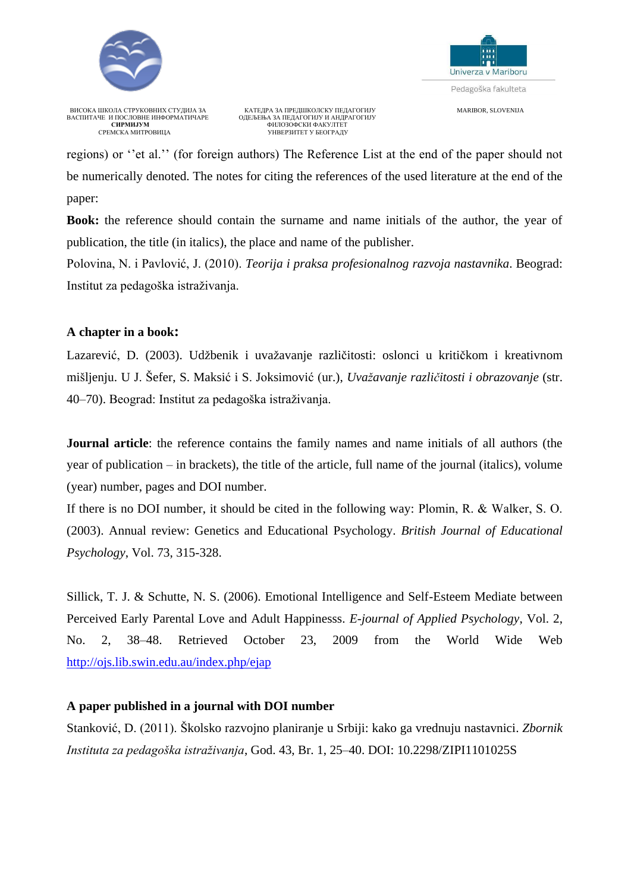regions) or ''et al.'' (for foreign authors) The Reference List at the end of the paper should not be numerically denoted. The notes for citing the references of the used literature at the end of the paper:

**Book:** the reference should contain the surname and name initials of the author, the year of publication, the title (in italics), the place and name of the publisher.

Polovina, N. i Pavlović, J. (2010). *Teorija i praksa profesionalnog razvoja nastavnika*. Beograd: Institut za pedagoška istraživanja.

**A chapter in a book:**

Lazarević, D. (2003). Udžbenik i uvažavanje različitosti: oslonci u kritičkom i kreativnom mišljenju. U J. Šefer, S. Maksić i S. Joksimović (ur.), *Uvažavanje različitosti i obrazovanje* (str. 40–70). Beograd: Institut za pedagoška istraživanja.

**Journal article**: the reference contains the family names and name initials of all authors (the year of publication – in brackets), the title of the article, full name of the journal (italics), volume (year) number, pages and DOI number.

If there is no DOI number, it should be cited in the following way: Plomin, R. & Walker, S. O. (2003). Annual review: Genetics and Educational Psychology. *British Journal of Educational Psychology*, Vol. 73, 315-328.

Sillick, T. J. & Schutte, N. S. (2006). Emotional Intelligence and Self-Esteem Mediate between Perceived Early Parental Love and Adult Happinesss. *E-journal of Applied Psychology*, Vol. 2, No. 2, 38–48. Retrieved October 23, 2009 from the World Wide Web http://ojs.lib.swin.edu.au/index.php/ejap

**A paper published in a journal with DOI number**

Stanković, D. (2011). Školsko razvojno planiranje u Srbiji: kako ga vrednuju nastavnici. *Zbornik Instituta za pedagoška istraživanja*, God. 43, Br. 1, 25–40. DOI: 10.2298/ZIPI1101025S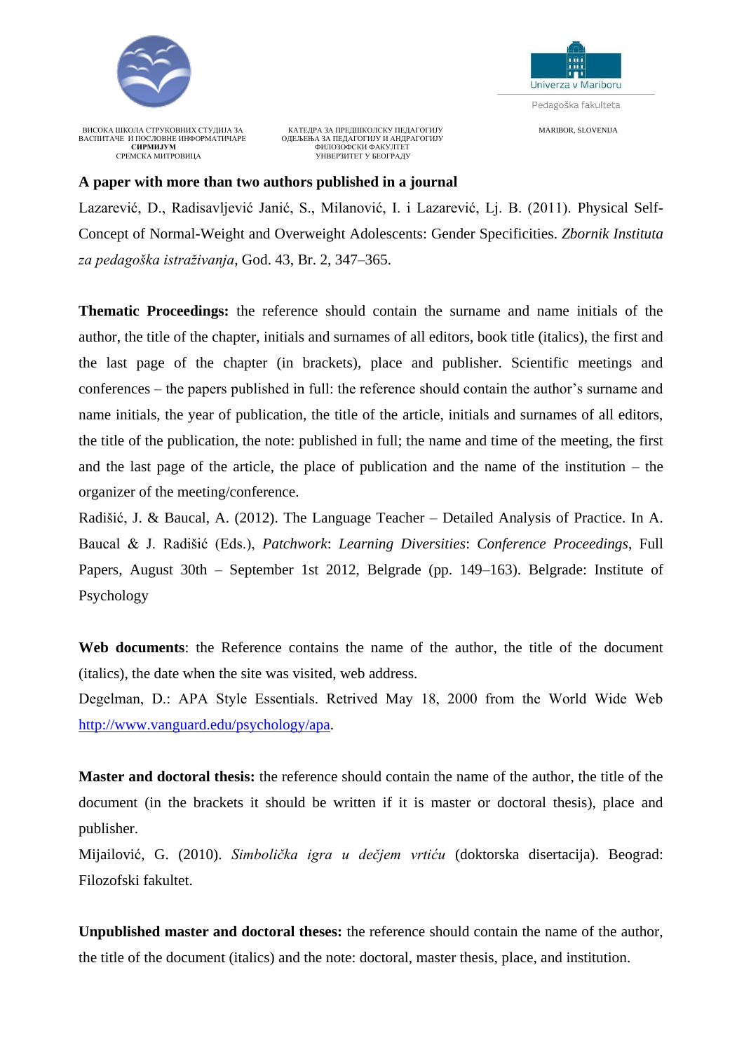**A paper with more than two authors published in a journal**

Lazarević, D., Radisavljević Janić, S., Milanović, I. i Lazarević, Lj. B. (2011). Physical Self-Concept of Normal-Weight and Overweight Adolescents: Gender Specificities. *Zbornik Instituta za pedagoška istraživanja*, God. 43, Br. 2, 347–365.

**Thematic Proceedings:** the reference should contain the surname and name initials of the author, the title of the chapter, initials and surnames of all editors, book title (italics), the first and the last page of the chapter (in brackets), place and publisher. Scientific meetings and conferences – the papers published in full: the reference should contain the author's surname and name initials, the year of publication, the title of the article, initials and surnames of all editors, the title of the publication, the note: published in full; the name and time of the meeting, the first and the last page of the article, the place of publication and the name of the institution – the organizer of the meeting/conference.

Radišić, J. & Baucal, A. (2012). The Language Teacher – Detailed Analysis of Practice. In A. Baucal & J. Radišić (Eds.), *Patchwork*: *Learning Diversities*: *Conference Proceedings*, Full Papers, August 30th – September 1st 2012, Belgrade (pp. 149–163). Belgrade: Institute of Psychology

**Web documents**: the Reference contains the name of the author, the title of the document (italics), the date when the site was visited, web address.

Degelman, D.: APA Style Essentials. Retrived May 18, 2000 from the World Wide Web http://www.vanguard.edu/psychology/apa.

**Master and doctoral thesis:** the reference should contain the name of the author, the title of the document (in the brackets it should be written if it is master or doctoral thesis), place and publisher.

Mijailović, G. (2010). *Simbolička igra u dečjem vrtiću* (doktorska disertacija). Beograd: Filozofski fakultet.

**Unpublished master and doctoral theses:** the reference should contain the name of the author, the title of the document (italics) and the note: doctoral, master thesis, place, and institution.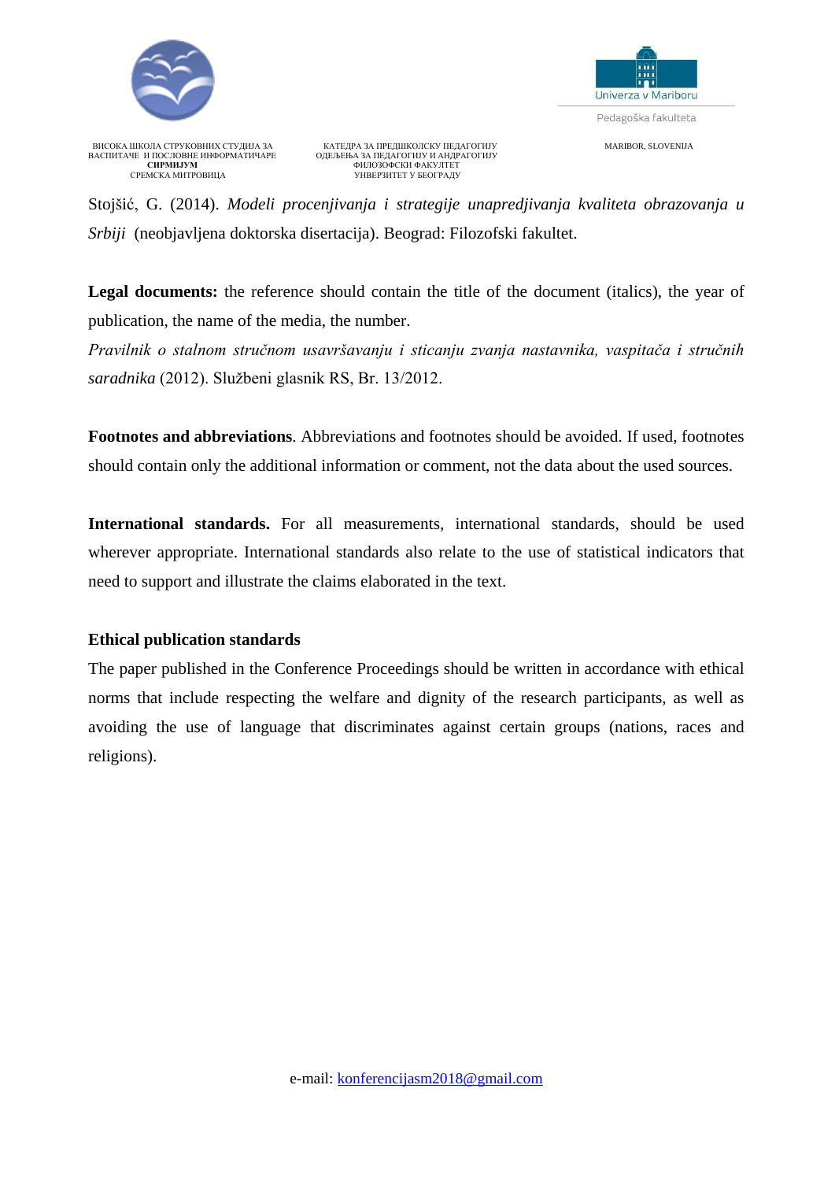Stojšić, G. (2014). *Modeli procenjivanja i strategije unapredjivanja kvaliteta obrazovanja u Srbiji* (neobjavljena doktorska disertacija). Beograd: Filozofski fakultet.

**Legal documents:** the reference should contain the title of the document (italics), the year of publication, the name of the media, the number.

*Pravilnik o stalnom stručnom usavršavanju i sticanju zvanja nastavnika, vaspitača i stručnih saradnika* (2012). Službeni glasnik RS, Br. 13/2012.

**Footnotes and abbreviations**. Abbreviations and footnotes should be avoided. If used, footnotes should contain only the additional information or comment, not the data about the used sources.

**International standards.** For all measurements, international standards, should be used wherever appropriate. International standards also relate to the use of statistical indicators that need to support and illustrate the claims elaborated in the text.

**Ethical publication standards**

The paper published in the Conference Proceedings should be written in accordance with ethical norms that include respecting the welfare and dignity of the research participants, as well as avoiding the use of language that discriminates against certain groups (nations, races and religions).

e-mail: konferencijasm2018@gmail.com